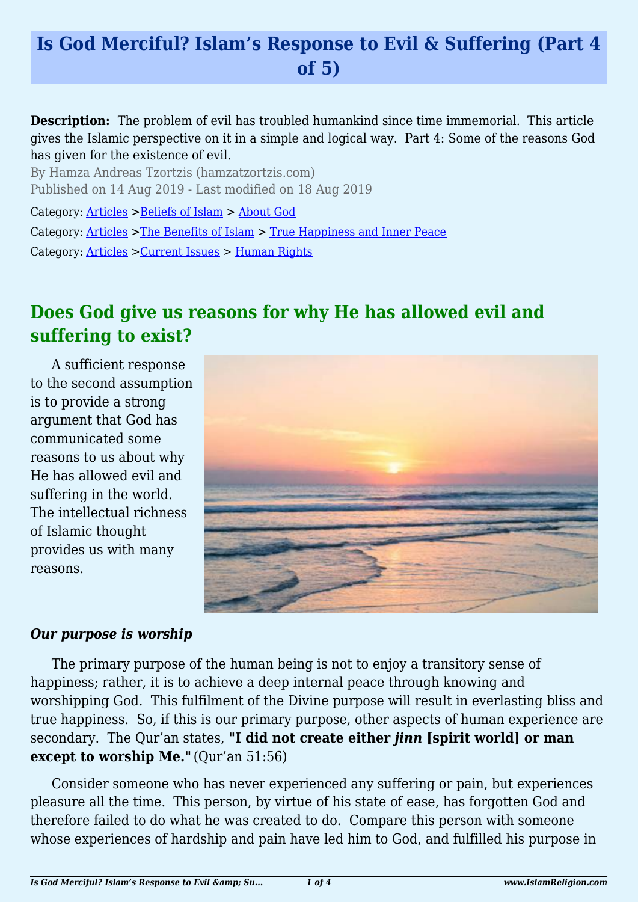# Is God Merciful? Islam's Response to Evil & Suffering (Part 4 of 5)

**Description:** The problem of evil has troubled humankind since time immemorial. This article gives the Islamic perspective on it in a simple and logical way. Part 4: Some of the reasons God has given for the existence of evil.

By Hamza Andreas Tzortzis (hamzatzortzis.com)

Published on 14 Aug 2019 - Last modified on 18 Aug 2019

Category: Articles >Beliefs of Islam > About God

Category: Articles >The Benefits of Islam > True Happiness and Inner Peace

Category: Articles >Current Issues > Human Rights

---

## Does God give us reasons for why He has allowed evil and suffering to exist?

A sufficient response to the second assumption is to provide a strong argument that God has communicated some reasons to us about why He has allowed evil and suffering in the world. The intellectual richness of Islamic thought provides us with many reasons.

***Our purpose is worship***

The primary purpose of the human being is not to enjoy a transitory sense of happiness; rather, it is to achieve a deep internal peace through knowing and worshipping God. This fulfilment of the Divine purpose will result in everlasting bliss and true happiness. So, if this is our primary purpose, other aspects of human experience are secondary. The Qur'an states, **"I did not create either *jinn* [spirit world] or man except to worship Me."** (Qur'an 51:56)

Consider someone who has never experienced any suffering or pain, but experiences pleasure all the time. This person, by virtue of his state of ease, has forgotten God and therefore failed to do what he was created to do. Compare this person with someone whose experiences of hardship and pain have led him to God, and fulfilled his purpose in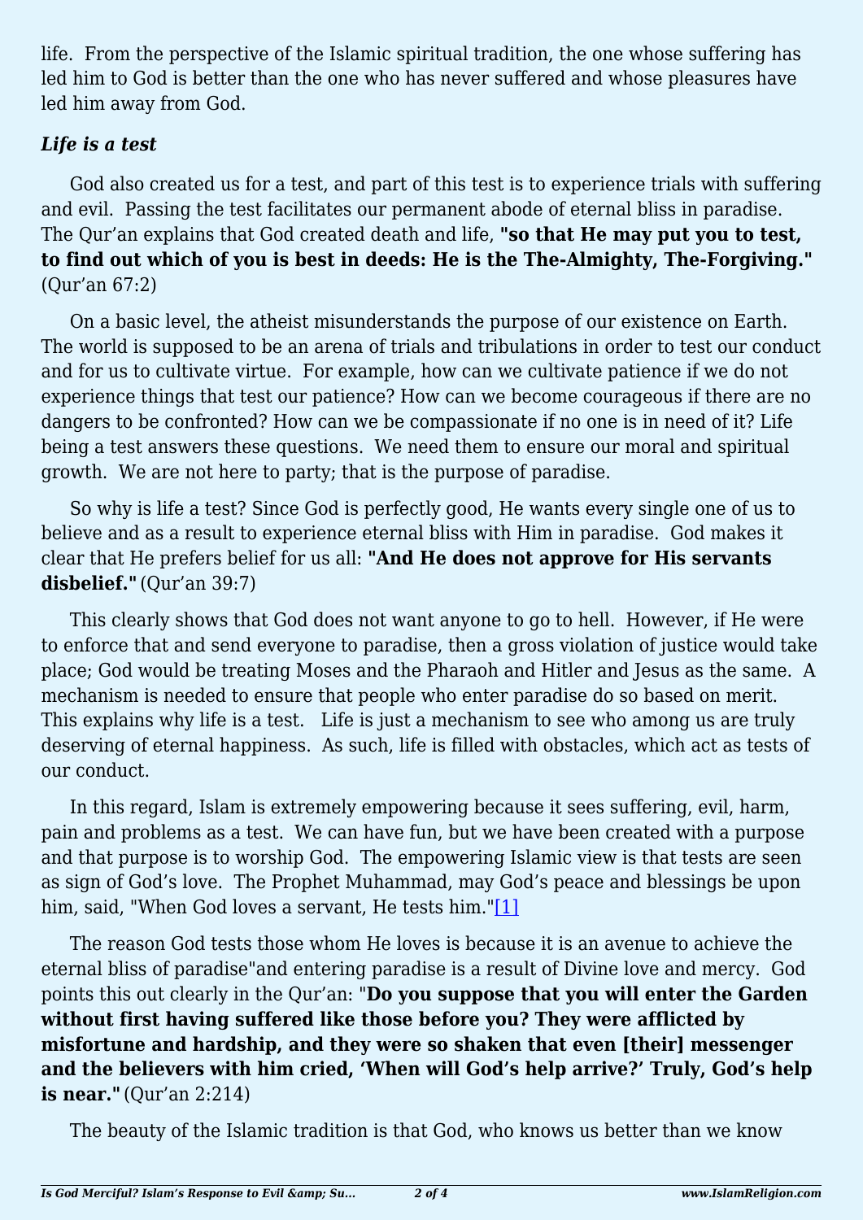life. From the perspective of the Islamic spiritual tradition, the one whose suffering has led him to God is better than the one who has never suffered and whose pleasures have led him away from God.

***Life is a test***

God also created us for a test, and part of this test is to experience trials with suffering and evil. Passing the test facilitates our permanent abode of eternal bliss in paradise. The Qur'an explains that God created death and life, **"so that He may put you to test, to find out which of you is best in deeds: He is the The-Almighty, The-Forgiving."** (Qur'an 67:2)

On a basic level, the atheist misunderstands the purpose of our existence on Earth. The world is supposed to be an arena of trials and tribulations in order to test our conduct and for us to cultivate virtue. For example, how can we cultivate patience if we do not experience things that test our patience? How can we become courageous if there are no dangers to be confronted? How can we be compassionate if no one is in need of it? Life being a test answers these questions. We need them to ensure our moral and spiritual growth. We are not here to party; that is the purpose of paradise.

So why is life a test? Since God is perfectly good, He wants every single one of us to believe and as a result to experience eternal bliss with Him in paradise. God makes it clear that He prefers belief for us all: **"And He does not approve for His servants disbelief."** (Qur'an 39:7)

This clearly shows that God does not want anyone to go to hell. However, if He were to enforce that and send everyone to paradise, then a gross violation of justice would take place; God would be treating Moses and the Pharaoh and Hitler and Jesus as the same. A mechanism is needed to ensure that people who enter paradise do so based on merit. This explains why life is a test. Life is just a mechanism to see who among us are truly deserving of eternal happiness. As such, life is filled with obstacles, which act as tests of our conduct.

In this regard, Islam is extremely empowering because it sees suffering, evil, harm, pain and problems as a test. We can have fun, but we have been created with a purpose and that purpose is to worship God. The empowering Islamic view is that tests are seen as sign of God's love. The Prophet Muhammad, may God's peace and blessings be upon him, said, "When God loves a servant, He tests him."[1]

The reason God tests those whom He loves is because it is an avenue to achieve the eternal bliss of paradise"and entering paradise is a result of Divine love and mercy. God points this out clearly in the Qur'an: "**Do you suppose that you will enter the Garden without first having suffered like those before you? They were afflicted by misfortune and hardship, and they were so shaken that even [their] messenger and the believers with him cried, 'When will God's help arrive?' Truly, God's help is near."** (Qur'an 2:214)

The beauty of the Islamic tradition is that God, who knows us better than we know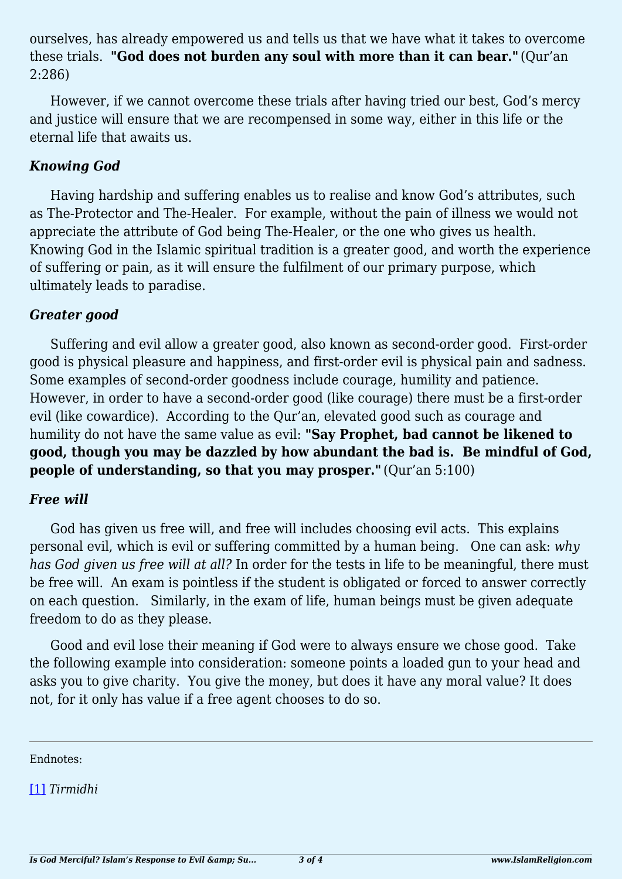ourselves, has already empowered us and tells us that we have what it takes to overcome these trials. **"God does not burden any soul with more than it can bear."** (Qur'an 2:286)

However, if we cannot overcome these trials after having tried our best, God's mercy and justice will ensure that we are recompensed in some way, either in this life or the eternal life that awaits us.

### *Knowing God*

Having hardship and suffering enables us to realise and know God's attributes, such as The-Protector and The-Healer. For example, without the pain of illness we would not appreciate the attribute of God being The-Healer, or the one who gives us health. Knowing God in the Islamic spiritual tradition is a greater good, and worth the experience of suffering or pain, as it will ensure the fulfilment of our primary purpose, which ultimately leads to paradise.

### *Greater good*

Suffering and evil allow a greater good, also known as second-order good. First-order good is physical pleasure and happiness, and first-order evil is physical pain and sadness. Some examples of second-order goodness include courage, humility and patience. However, in order to have a second-order good (like courage) there must be a first-order evil (like cowardice). According to the Qur'an, elevated good such as courage and humility do not have the same value as evil: **"Say Prophet, bad cannot be likened to good, though you may be dazzled by how abundant the bad is. Be mindful of God, people of understanding, so that you may prosper."** (Qur'an 5:100)

### *Free will*

God has given us free will, and free will includes choosing evil acts. This explains personal evil, which is evil or suffering committed by a human being. One can ask: *why has God given us free will at all?* In order for the tests in life to be meaningful, there must be free will. An exam is pointless if the student is obligated or forced to answer correctly on each question. Similarly, in the exam of life, human beings must be given adequate freedom to do as they please.

Good and evil lose their meaning if God were to always ensure we chose good. Take the following example into consideration: someone points a loaded gun to your head and asks you to give charity. You give the money, but does it have any moral value? It does not, for it only has value if a free agent chooses to do so.

---

Endnotes:

[1] *Tirmidhi*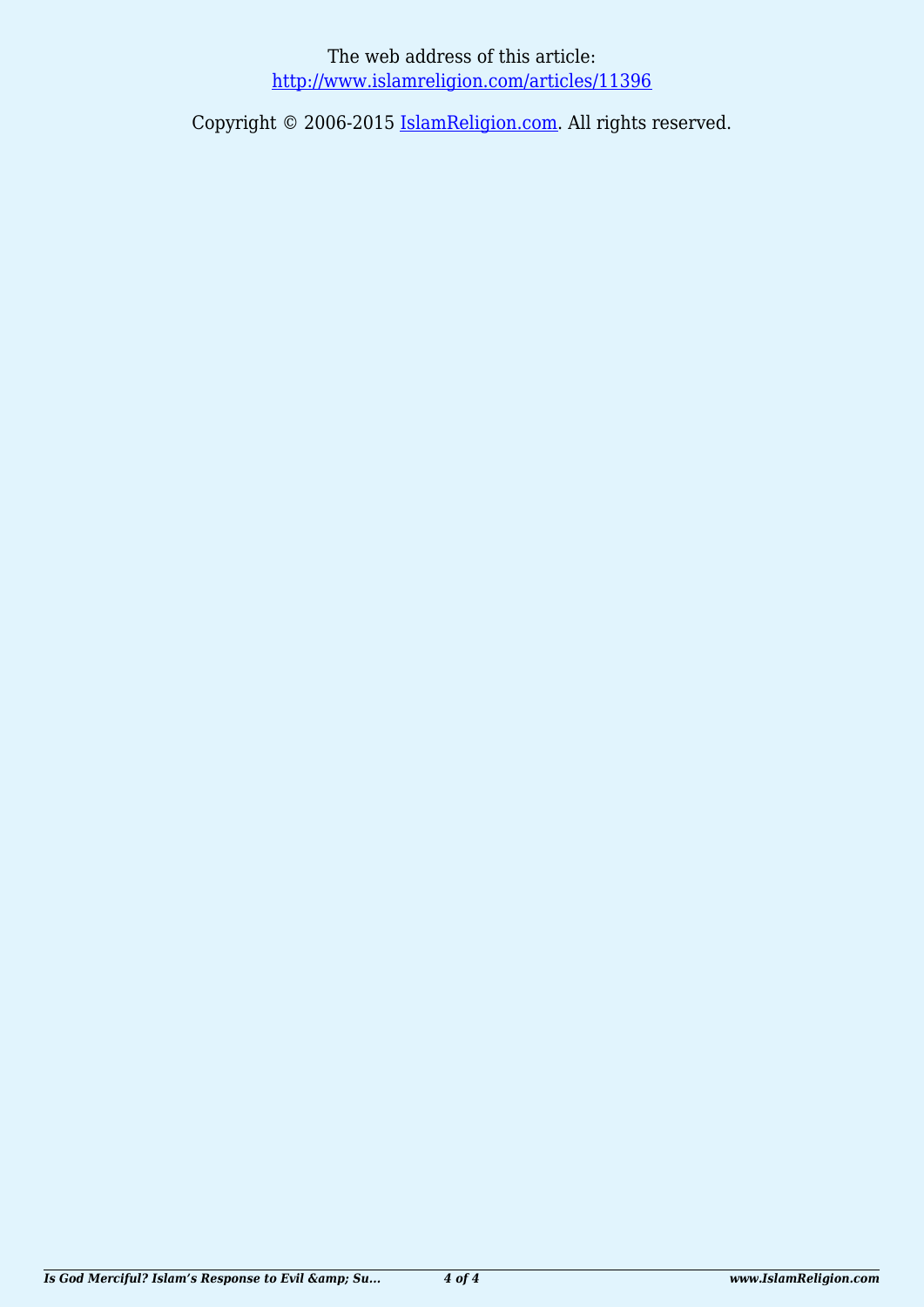The web address of this article:
[http://www.islamreligion.com/articles/11396](http://www.islamreligion.com/articles/11396)

Copyright © 2006-2015 [IslamReligion.com](http://www.islamreligion.com). All rights reserved.